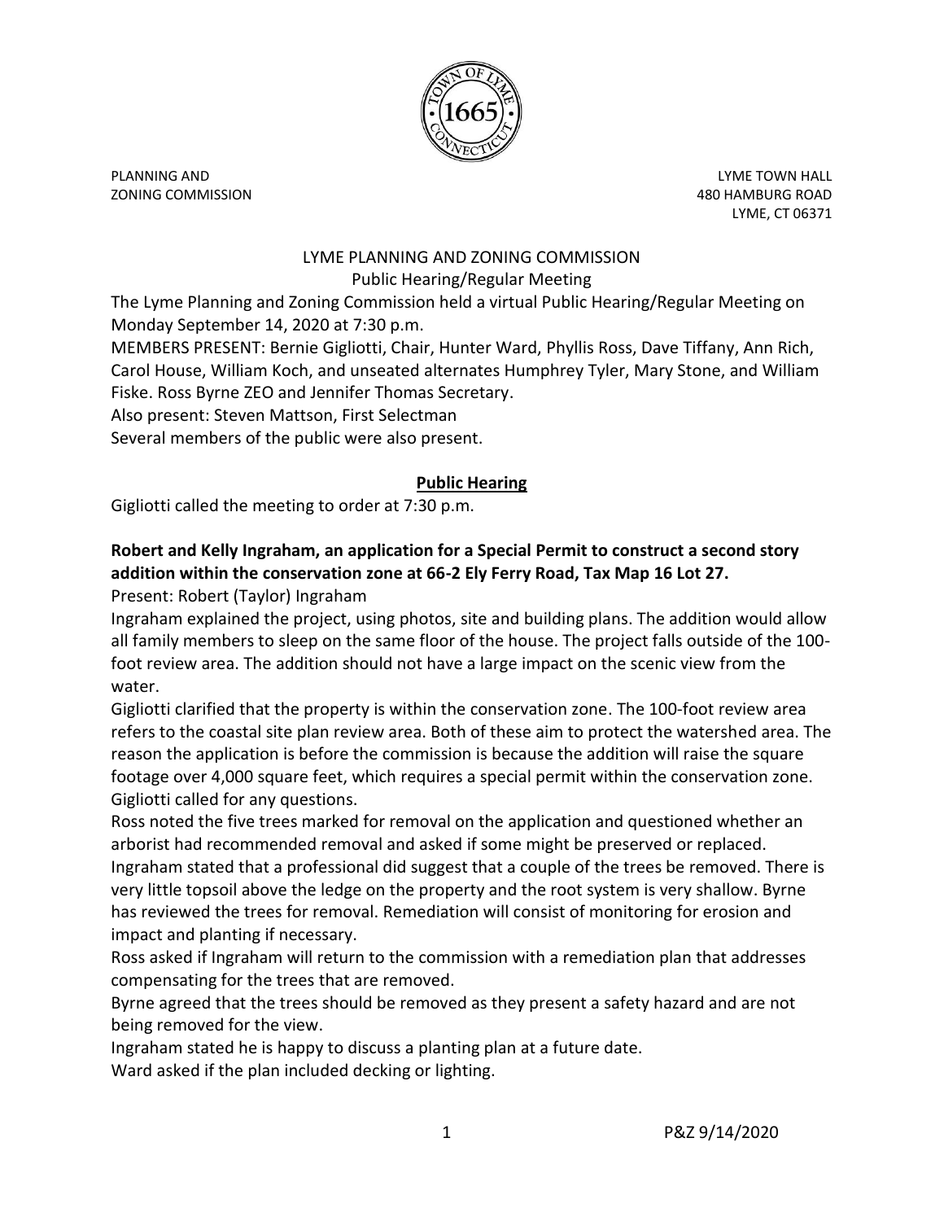PLANNING AND
ZONING COMMISSION

LYME TOWN HALL
480 HAMBURG ROAD
LYME, CT 06371

# LYME PLANNING AND ZONING COMMISSION

Public Hearing/Regular Meeting

The Lyme Planning and Zoning Commission held a virtual Public Hearing/Regular Meeting on Monday September 14, 2020 at 7:30 p.m.

MEMBERS PRESENT: Bernie Gigliotti, Chair, Hunter Ward, Phyllis Ross, Dave Tiffany, Ann Rich, Carol House, William Koch, and unseated alternates Humphrey Tyler, Mary Stone, and William Fiske. Ross Byrne ZEO and Jennifer Thomas Secretary.

Also present: Steven Mattson, First Selectman

Several members of the public were also present.

## Public Hearing

Gigliotti called the meeting to order at 7:30 p.m.

**Robert and Kelly Ingraham, an application for a Special Permit to construct a second story addition within the conservation zone at 66-2 Ely Ferry Road, Tax Map 16 Lot 27.**

Present: Robert (Taylor) Ingraham

Ingraham explained the project, using photos, site and building plans. The addition would allow all family members to sleep on the same floor of the house. The project falls outside of the 100-foot review area. The addition should not have a large impact on the scenic view from the water.

Gigliotti clarified that the property is within the conservation zone. The 100-foot review area refers to the coastal site plan review area. Both of these aim to protect the watershed area. The reason the application is before the commission is because the addition will raise the square footage over 4,000 square feet, which requires a special permit within the conservation zone. Gigliotti called for any questions.

Ross noted the five trees marked for removal on the application and questioned whether an arborist had recommended removal and asked if some might be preserved or replaced.

Ingraham stated that a professional did suggest that a couple of the trees be removed. There is very little topsoil above the ledge on the property and the root system is very shallow. Byrne has reviewed the trees for removal. Remediation will consist of monitoring for erosion and impact and planting if necessary.

Ross asked if Ingraham will return to the commission with a remediation plan that addresses compensating for the trees that are removed.

Byrne agreed that the trees should be removed as they present a safety hazard and are not being removed for the view.

Ingraham stated he is happy to discuss a planting plan at a future date.

Ward asked if the plan included decking or lighting.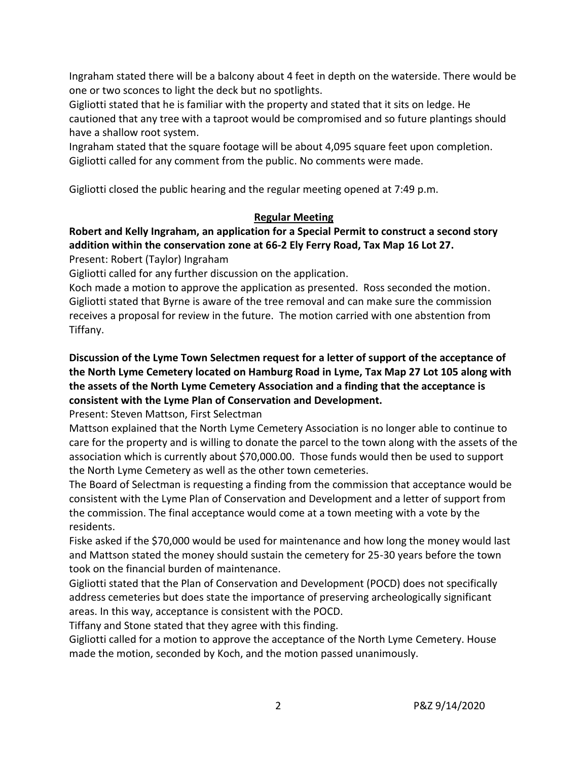Ingraham stated there will be a balcony about 4 feet in depth on the waterside. There would be one or two sconces to light the deck but no spotlights.

Gigliotti stated that he is familiar with the property and stated that it sits on ledge. He cautioned that any tree with a taproot would be compromised and so future plantings should have a shallow root system.

Ingraham stated that the square footage will be about 4,095 square feet upon completion.

Gigliotti called for any comment from the public. No comments were made.

Gigliotti closed the public hearing and the regular meeting opened at 7:49 p.m.

## Regular Meeting

**Robert and Kelly Ingraham, an application for a Special Permit to construct a second story addition within the conservation zone at 66-2 Ely Ferry Road, Tax Map 16 Lot 27.**

Present: Robert (Taylor) Ingraham

Gigliotti called for any further discussion on the application.

Koch made a motion to approve the application as presented. Ross seconded the motion. Gigliotti stated that Byrne is aware of the tree removal and can make sure the commission receives a proposal for review in the future. The motion carried with one abstention from Tiffany.

**Discussion of the Lyme Town Selectmen request for a letter of support of the acceptance of the North Lyme Cemetery located on Hamburg Road in Lyme, Tax Map 27 Lot 105 along with the assets of the North Lyme Cemetery Association and a finding that the acceptance is consistent with the Lyme Plan of Conservation and Development.**

Present: Steven Mattson, First Selectman

Mattson explained that the North Lyme Cemetery Association is no longer able to continue to care for the property and is willing to donate the parcel to the town along with the assets of the association which is currently about $70,000.00. Those funds would then be used to support the North Lyme Cemetery as well as the other town cemeteries.

The Board of Selectman is requesting a finding from the commission that acceptance would be consistent with the Lyme Plan of Conservation and Development and a letter of support from the commission. The final acceptance would come at a town meeting with a vote by the residents.

Fiske asked if the $70,000 would be used for maintenance and how long the money would last and Mattson stated the money should sustain the cemetery for 25-30 years before the town took on the financial burden of maintenance.

Gigliotti stated that the Plan of Conservation and Development (POCD) does not specifically address cemeteries but does state the importance of preserving archeologically significant areas. In this way, acceptance is consistent with the POCD.

Tiffany and Stone stated that they agree with this finding.

Gigliotti called for a motion to approve the acceptance of the North Lyme Cemetery. House made the motion, seconded by Koch, and the motion passed unanimously.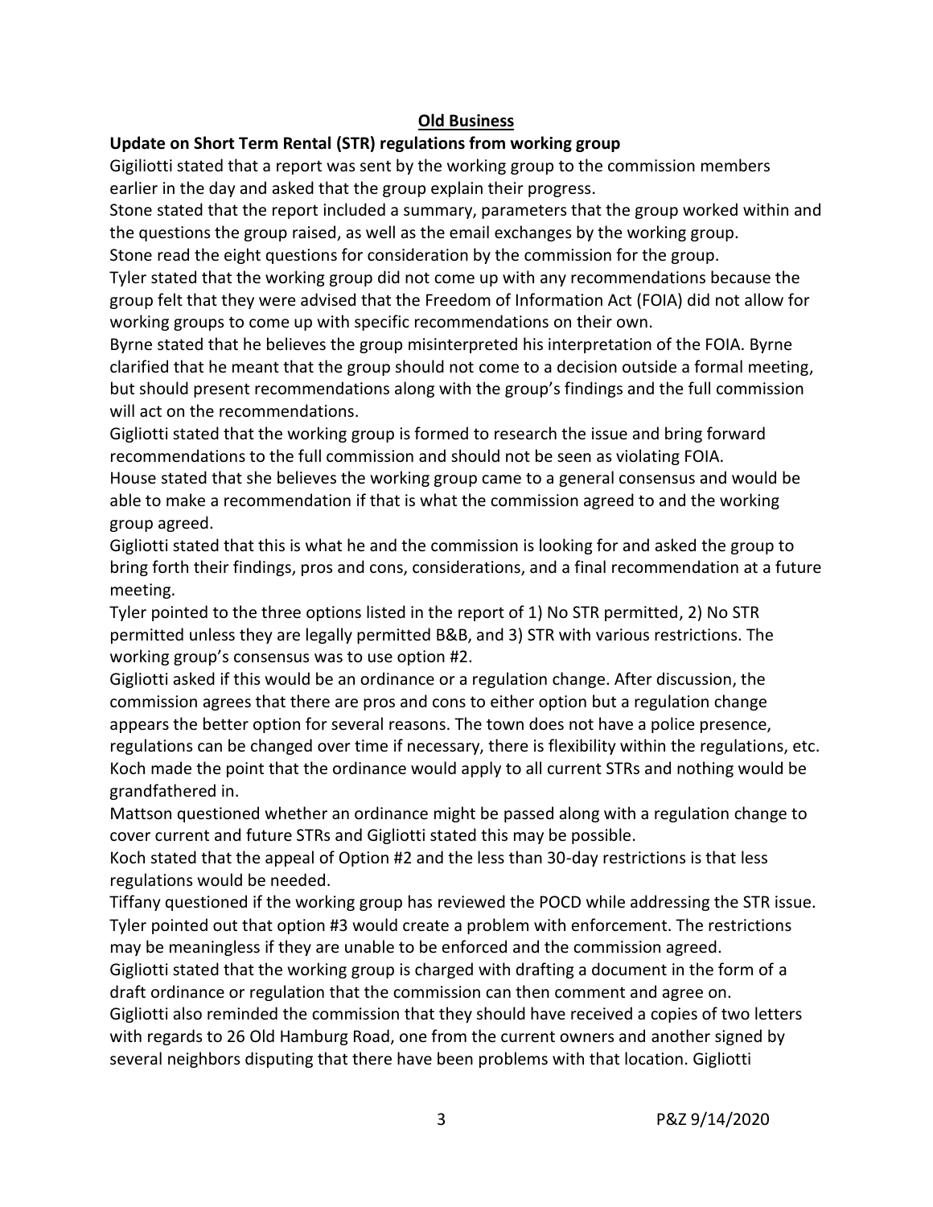## Old Business

### Update on Short Term Rental (STR) regulations from working group

Gigiliotti stated that a report was sent by the working group to the commission members earlier in the day and asked that the group explain their progress.

Stone stated that the report included a summary, parameters that the group worked within and the questions the group raised, as well as the email exchanges by the working group.

Stone read the eight questions for consideration by the commission for the group.

Tyler stated that the working group did not come up with any recommendations because the group felt that they were advised that the Freedom of Information Act (FOIA) did not allow for working groups to come up with specific recommendations on their own.

Byrne stated that he believes the group misinterpreted his interpretation of the FOIA. Byrne clarified that he meant that the group should not come to a decision outside a formal meeting, but should present recommendations along with the group's findings and the full commission will act on the recommendations.

Gigliotti stated that the working group is formed to research the issue and bring forward recommendations to the full commission and should not be seen as violating FOIA.

House stated that she believes the working group came to a general consensus and would be able to make a recommendation if that is what the commission agreed to and the working group agreed.

Gigliotti stated that this is what he and the commission is looking for and asked the group to bring forth their findings, pros and cons, considerations, and a final recommendation at a future meeting.

Tyler pointed to the three options listed in the report of 1) No STR permitted, 2) No STR permitted unless they are legally permitted B&B, and 3) STR with various restrictions. The working group's consensus was to use option #2.

Gigliotti asked if this would be an ordinance or a regulation change. After discussion, the commission agrees that there are pros and cons to either option but a regulation change appears the better option for several reasons. The town does not have a police presence, regulations can be changed over time if necessary, there is flexibility within the regulations, etc.

Koch made the point that the ordinance would apply to all current STRs and nothing would be grandfathered in.

Mattson questioned whether an ordinance might be passed along with a regulation change to cover current and future STRs and Gigliotti stated this may be possible.

Koch stated that the appeal of Option #2 and the less than 30-day restrictions is that less regulations would be needed.

Tiffany questioned if the working group has reviewed the POCD while addressing the STR issue.

Tyler pointed out that option #3 would create a problem with enforcement. The restrictions may be meaningless if they are unable to be enforced and the commission agreed.

Gigliotti stated that the working group is charged with drafting a document in the form of a draft ordinance or regulation that the commission can then comment and agree on.

Gigliotti also reminded the commission that they should have received a copies of two letters with regards to 26 Old Hamburg Road, one from the current owners and another signed by several neighbors disputing that there have been problems with that location. Gigliotti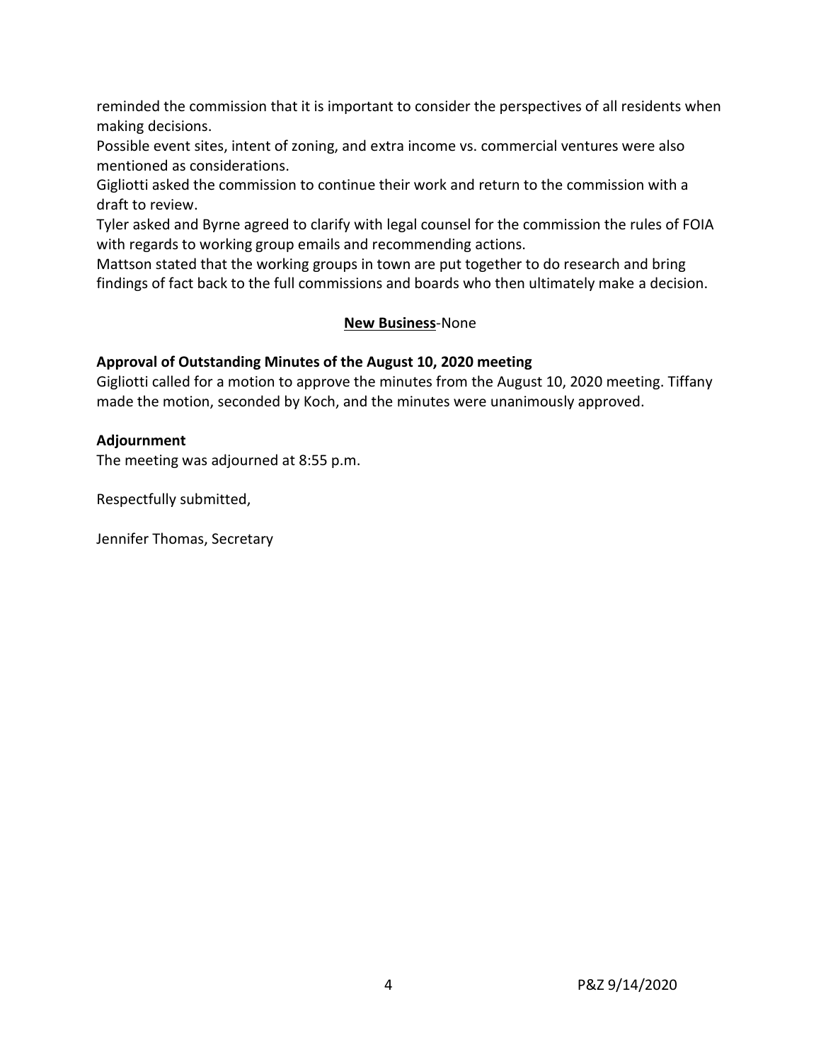reminded the commission that it is important to consider the perspectives of all residents when making decisions.

Possible event sites, intent of zoning, and extra income vs. commercial ventures were also mentioned as considerations.

Gigliotti asked the commission to continue their work and return to the commission with a draft to review.

Tyler asked and Byrne agreed to clarify with legal counsel for the commission the rules of FOIA with regards to working group emails and recommending actions.

Mattson stated that the working groups in town are put together to do research and bring findings of fact back to the full commissions and boards who then ultimately make a decision.

**New Business**-None

**Approval of Outstanding Minutes of the August 10, 2020 meeting**

Gigliotti called for a motion to approve the minutes from the August 10, 2020 meeting. Tiffany made the motion, seconded by Koch, and the minutes were unanimously approved.

**Adjournment**

The meeting was adjourned at 8:55 p.m.

Respectfully submitted,

Jennifer Thomas, Secretary